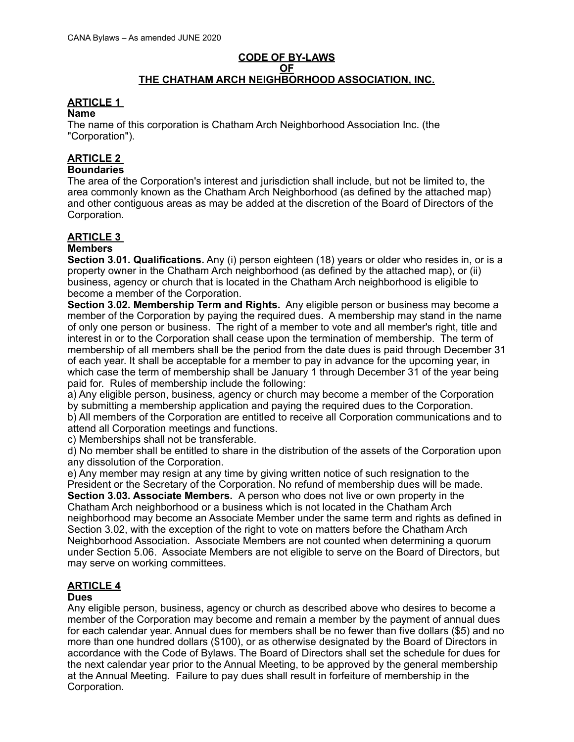# CODE OF BY-LAWS OF THE CHATHAM ARCH NEIGHBORHOOD ASSOCIATION, INC.

## ARTICLE 1

### Name

The name of this corporation is Chatham Arch Neighborhood Association Inc. (the "Corporation").

## ARTICLE 2

### Boundaries

The area of the Corporation's interest and jurisdiction shall include, but not be limited to, the area commonly known as the Chatham Arch Neighborhood (as defined by the attached map) and other contiguous areas as may be added at the discretion of the Board of Directors of the Corporation.

## ARTICLE 3

### Members

**Section 3.01. Qualifications.** Any (i) person eighteen (18) years or older who resides in, or is a property owner in the Chatham Arch neighborhood (as defined by the attached map), or (ii) business, agency or church that is located in the Chatham Arch neighborhood is eligible to become a member of the Corporation.

**Section 3.02. Membership Term and Rights.** Any eligible person or business may become a member of the Corporation by paying the required dues. A membership may stand in the name of only one person or business. The right of a member to vote and all member's right, title and interest in or to the Corporation shall cease upon the termination of membership. The term of membership of all members shall be the period from the date dues is paid through December 31 of each year. It shall be acceptable for a member to pay in advance for the upcoming year, in which case the term of membership shall be January 1 through December 31 of the year being paid for. Rules of membership include the following:

a) Any eligible person, business, agency or church may become a member of the Corporation by submitting a membership application and paying the required dues to the Corporation.

b) All members of the Corporation are entitled to receive all Corporation communications and to attend all Corporation meetings and functions.

c) Memberships shall not be transferable.

d) No member shall be entitled to share in the distribution of the assets of the Corporation upon any dissolution of the Corporation.

e) Any member may resign at any time by giving written notice of such resignation to the President or the Secretary of the Corporation. No refund of membership dues will be made.

**Section 3.03. Associate Members.** A person who does not live or own property in the Chatham Arch neighborhood or a business which is not located in the Chatham Arch neighborhood may become an Associate Member under the same term and rights as defined in Section 3.02, with the exception of the right to vote on matters before the Chatham Arch Neighborhood Association. Associate Members are not counted when determining a quorum under Section 5.06. Associate Members are not eligible to serve on the Board of Directors, but may serve on working committees.

## ARTICLE 4

### Dues

Any eligible person, business, agency or church as described above who desires to become a member of the Corporation may become and remain a member by the payment of annual dues for each calendar year. Annual dues for members shall be no fewer than five dollars ($5) and no more than one hundred dollars ($100), or as otherwise designated by the Board of Directors in accordance with the Code of Bylaws. The Board of Directors shall set the schedule for dues for the next calendar year prior to the Annual Meeting, to be approved by the general membership at the Annual Meeting. Failure to pay dues shall result in forfeiture of membership in the Corporation.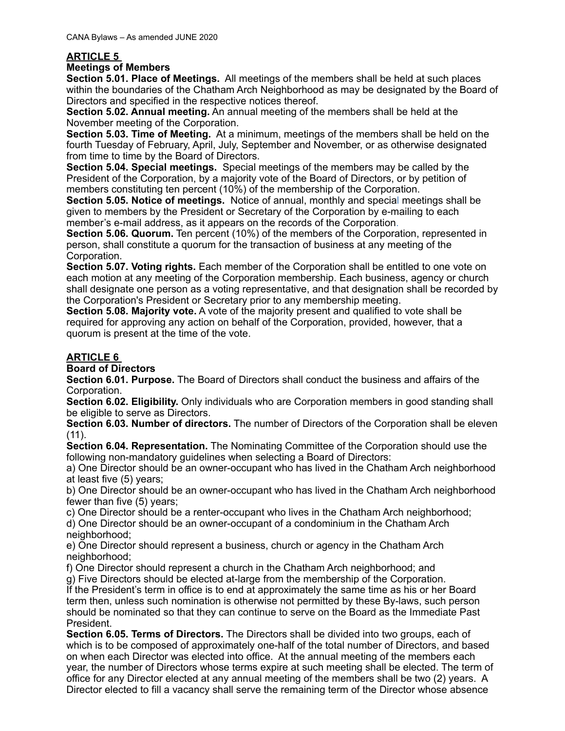## ARTICLE 5

### Meetings of Members

**Section 5.01. Place of Meetings.** All meetings of the members shall be held at such places within the boundaries of the Chatham Arch Neighborhood as may be designated by the Board of Directors and specified in the respective notices thereof.

**Section 5.02. Annual meeting.** An annual meeting of the members shall be held at the November meeting of the Corporation.

**Section 5.03. Time of Meeting.** At a minimum, meetings of the members shall be held on the fourth Tuesday of February, April, July, September and November, or as otherwise designated from time to time by the Board of Directors.

**Section 5.04. Special meetings.** Special meetings of the members may be called by the President of the Corporation, by a majority vote of the Board of Directors, or by petition of members constituting ten percent (10%) of the membership of the Corporation.

**Section 5.05. Notice of meetings.** Notice of annual, monthly and special meetings shall be given to members by the President or Secretary of the Corporation by e-mailing to each member's e-mail address, as it appears on the records of the Corporation.

**Section 5.06. Quorum.** Ten percent (10%) of the members of the Corporation, represented in person, shall constitute a quorum for the transaction of business at any meeting of the Corporation.

**Section 5.07. Voting rights.** Each member of the Corporation shall be entitled to one vote on each motion at any meeting of the Corporation membership. Each business, agency or church shall designate one person as a voting representative, and that designation shall be recorded by the Corporation's President or Secretary prior to any membership meeting.

**Section 5.08. Majority vote.** A vote of the majority present and qualified to vote shall be required for approving any action on behalf of the Corporation, provided, however, that a quorum is present at the time of the vote.

## ARTICLE 6

### Board of Directors

**Section 6.01. Purpose.** The Board of Directors shall conduct the business and affairs of the Corporation.

**Section 6.02. Eligibility.** Only individuals who are Corporation members in good standing shall be eligible to serve as Directors.

**Section 6.03. Number of directors.** The number of Directors of the Corporation shall be eleven (11).

**Section 6.04. Representation.** The Nominating Committee of the Corporation should use the following non-mandatory guidelines when selecting a Board of Directors:

a) One Director should be an owner-occupant who has lived in the Chatham Arch neighborhood at least five (5) years;
b) One Director should be an owner-occupant who has lived in the Chatham Arch neighborhood fewer than five (5) years;
c) One Director should be a renter-occupant who lives in the Chatham Arch neighborhood;
d) One Director should be an owner-occupant of a condominium in the Chatham Arch neighborhood;
e) One Director should represent a business, church or agency in the Chatham Arch neighborhood;
f) One Director should represent a church in the Chatham Arch neighborhood; and
g) Five Directors should be elected at-large from the membership of the Corporation.

If the President's term in office is to end at approximately the same time as his or her Board term then, unless such nomination is otherwise not permitted by these By-laws, such person should be nominated so that they can continue to serve on the Board as the Immediate Past President.

**Section 6.05. Terms of Directors.** The Directors shall be divided into two groups, each of which is to be composed of approximately one-half of the total number of Directors, and based on when each Director was elected into office. At the annual meeting of the members each year, the number of Directors whose terms expire at such meeting shall be elected. The term of office for any Director elected at any annual meeting of the members shall be two (2) years. A Director elected to fill a vacancy shall serve the remaining term of the Director whose absence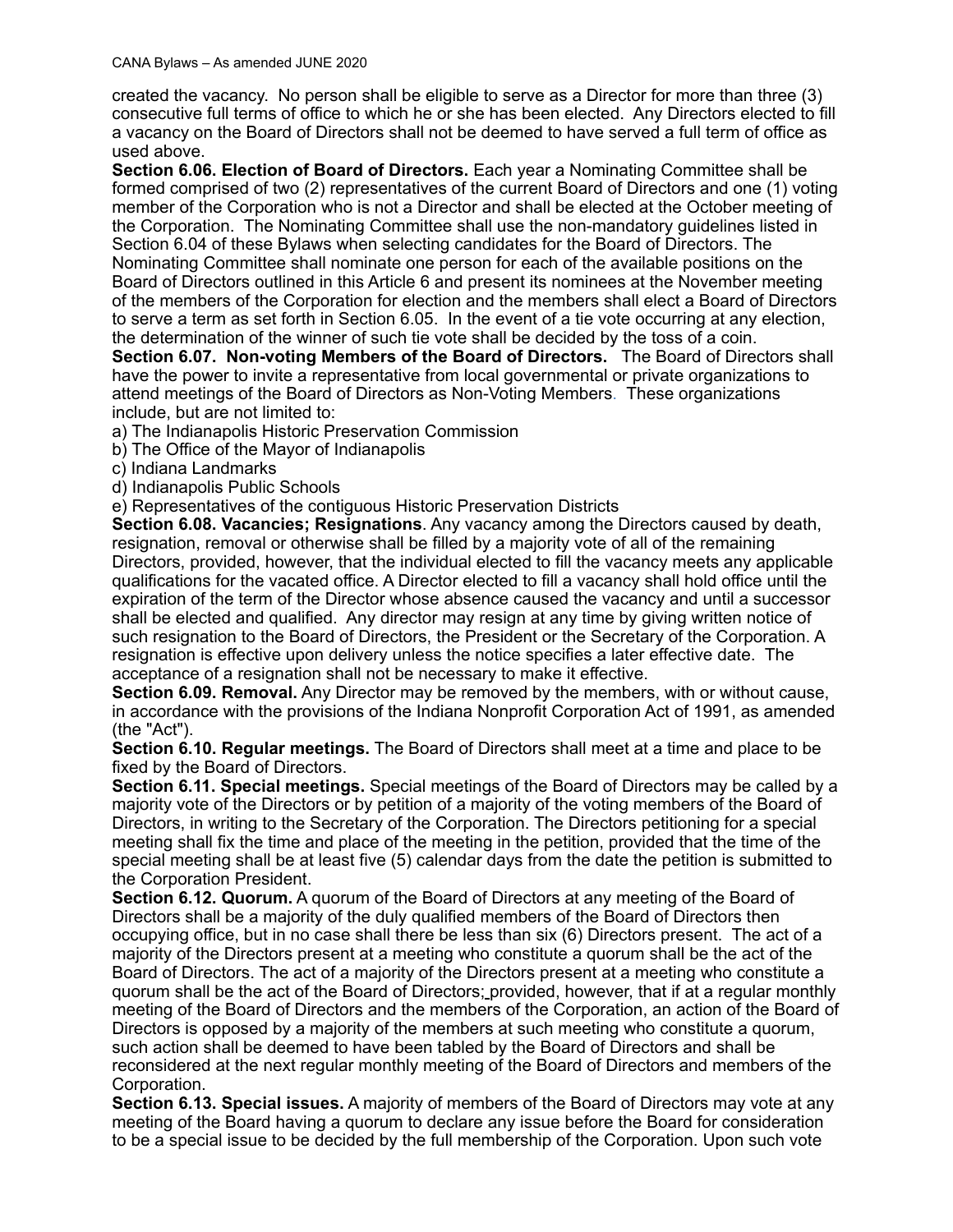created the vacancy. No person shall be eligible to serve as a Director for more than three (3) consecutive full terms of office to which he or she has been elected. Any Directors elected to fill a vacancy on the Board of Directors shall not be deemed to have served a full term of office as used above.

**Section 6.06. Election of Board of Directors.** Each year a Nominating Committee shall be formed comprised of two (2) representatives of the current Board of Directors and one (1) voting member of the Corporation who is not a Director and shall be elected at the October meeting of the Corporation. The Nominating Committee shall use the non-mandatory guidelines listed in Section 6.04 of these Bylaws when selecting candidates for the Board of Directors. The Nominating Committee shall nominate one person for each of the available positions on the Board of Directors outlined in this Article 6 and present its nominees at the November meeting of the members of the Corporation for election and the members shall elect a Board of Directors to serve a term as set forth in Section 6.05. In the event of a tie vote occurring at any election, the determination of the winner of such tie vote shall be decided by the toss of a coin.

**Section 6.07. Non-voting Members of the Board of Directors.** The Board of Directors shall have the power to invite a representative from local governmental or private organizations to attend meetings of the Board of Directors as Non-Voting Members. These organizations include, but are not limited to:

a) The Indianapolis Historic Preservation Commission
b) The Office of the Mayor of Indianapolis
c) Indiana Landmarks
d) Indianapolis Public Schools
e) Representatives of the contiguous Historic Preservation Districts

**Section 6.08. Vacancies; Resignations**. Any vacancy among the Directors caused by death, resignation, removal or otherwise shall be filled by a majority vote of all of the remaining Directors, provided, however, that the individual elected to fill the vacancy meets any applicable qualifications for the vacated office. A Director elected to fill a vacancy shall hold office until the expiration of the term of the Director whose absence caused the vacancy and until a successor shall be elected and qualified. Any director may resign at any time by giving written notice of such resignation to the Board of Directors, the President or the Secretary of the Corporation. A resignation is effective upon delivery unless the notice specifies a later effective date. The acceptance of a resignation shall not be necessary to make it effective.

**Section 6.09. Removal.** Any Director may be removed by the members, with or without cause, in accordance with the provisions of the Indiana Nonprofit Corporation Act of 1991, as amended (the "Act").

**Section 6.10. Regular meetings.** The Board of Directors shall meet at a time and place to be fixed by the Board of Directors.

**Section 6.11. Special meetings.** Special meetings of the Board of Directors may be called by a majority vote of the Directors or by petition of a majority of the voting members of the Board of Directors, in writing to the Secretary of the Corporation. The Directors petitioning for a special meeting shall fix the time and place of the meeting in the petition, provided that the time of the special meeting shall be at least five (5) calendar days from the date the petition is submitted to the Corporation President.

**Section 6.12. Quorum.** A quorum of the Board of Directors at any meeting of the Board of Directors shall be a majority of the duly qualified members of the Board of Directors then occupying office, but in no case shall there be less than six (6) Directors present. The act of a majority of the Directors present at a meeting who constitute a quorum shall be the act of the Board of Directors. The act of a majority of the Directors present at a meeting who constitute a quorum shall be the act of the Board of Directors; provided, however, that if at a regular monthly meeting of the Board of Directors and the members of the Corporation, an action of the Board of Directors is opposed by a majority of the members at such meeting who constitute a quorum, such action shall be deemed to have been tabled by the Board of Directors and shall be reconsidered at the next regular monthly meeting of the Board of Directors and members of the Corporation.

**Section 6.13. Special issues.** A majority of members of the Board of Directors may vote at any meeting of the Board having a quorum to declare any issue before the Board for consideration to be a special issue to be decided by the full membership of the Corporation. Upon such vote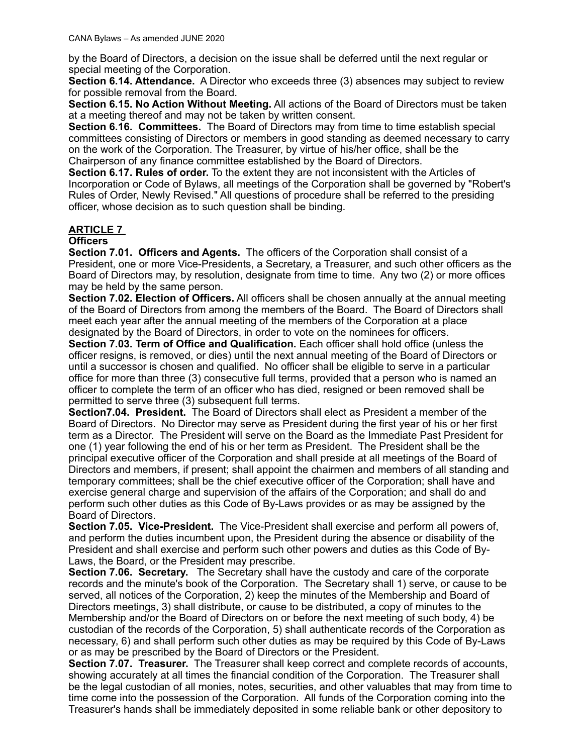by the Board of Directors, a decision on the issue shall be deferred until the next regular or special meeting of the Corporation.

**Section 6.14. Attendance.** A Director who exceeds three (3) absences may subject to review for possible removal from the Board.

**Section 6.15. No Action Without Meeting.** All actions of the Board of Directors must be taken at a meeting thereof and may not be taken by written consent.

**Section 6.16. Committees.** The Board of Directors may from time to time establish special committees consisting of Directors or members in good standing as deemed necessary to carry on the work of the Corporation. The Treasurer, by virtue of his/her office, shall be the Chairperson of any finance committee established by the Board of Directors.

**Section 6.17. Rules of order.** To the extent they are not inconsistent with the Articles of Incorporation or Code of Bylaws, all meetings of the Corporation shall be governed by "Robert's Rules of Order, Newly Revised." All questions of procedure shall be referred to the presiding officer, whose decision as to such question shall be binding.

## ARTICLE 7

**Officers**

**Section 7.01. Officers and Agents.** The officers of the Corporation shall consist of a President, one or more Vice-Presidents, a Secretary, a Treasurer, and such other officers as the Board of Directors may, by resolution, designate from time to time. Any two (2) or more offices may be held by the same person.

**Section 7.02. Election of Officers.** All officers shall be chosen annually at the annual meeting of the Board of Directors from among the members of the Board. The Board of Directors shall meet each year after the annual meeting of the members of the Corporation at a place designated by the Board of Directors, in order to vote on the nominees for officers.

**Section 7.03. Term of Office and Qualification.** Each officer shall hold office (unless the officer resigns, is removed, or dies) until the next annual meeting of the Board of Directors or until a successor is chosen and qualified. No officer shall be eligible to serve in a particular office for more than three (3) consecutive full terms, provided that a person who is named an officer to complete the term of an officer who has died, resigned or been removed shall be permitted to serve three (3) subsequent full terms.

**Section7.04. President.** The Board of Directors shall elect as President a member of the Board of Directors. No Director may serve as President during the first year of his or her first term as a Director. The President will serve on the Board as the Immediate Past President for one (1) year following the end of his or her term as President. The President shall be the principal executive officer of the Corporation and shall preside at all meetings of the Board of Directors and members, if present; shall appoint the chairmen and members of all standing and temporary committees; shall be the chief executive officer of the Corporation; shall have and exercise general charge and supervision of the affairs of the Corporation; and shall do and perform such other duties as this Code of By-Laws provides or as may be assigned by the Board of Directors.

**Section 7.05. Vice-President.** The Vice-President shall exercise and perform all powers of, and perform the duties incumbent upon, the President during the absence or disability of the President and shall exercise and perform such other powers and duties as this Code of By-Laws, the Board, or the President may prescribe.

**Section 7.06. Secretary.** The Secretary shall have the custody and care of the corporate records and the minute's book of the Corporation. The Secretary shall 1) serve, or cause to be served, all notices of the Corporation, 2) keep the minutes of the Membership and Board of Directors meetings, 3) shall distribute, or cause to be distributed, a copy of minutes to the Membership and/or the Board of Directors on or before the next meeting of such body, 4) be custodian of the records of the Corporation, 5) shall authenticate records of the Corporation as necessary, 6) and shall perform such other duties as may be required by this Code of By-Laws or as may be prescribed by the Board of Directors or the President.

**Section 7.07. Treasurer.** The Treasurer shall keep correct and complete records of accounts, showing accurately at all times the financial condition of the Corporation. The Treasurer shall be the legal custodian of all monies, notes, securities, and other valuables that may from time to time come into the possession of the Corporation. All funds of the Corporation coming into the Treasurer's hands shall be immediately deposited in some reliable bank or other depository to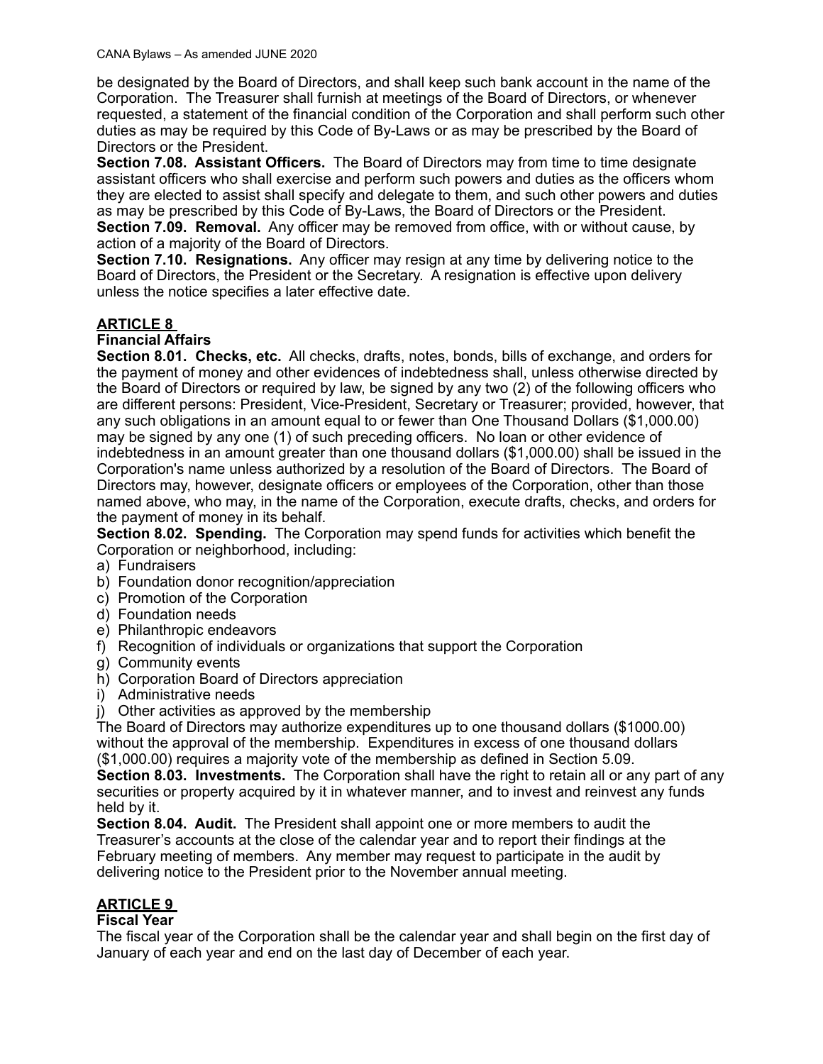be designated by the Board of Directors, and shall keep such bank account in the name of the Corporation. The Treasurer shall furnish at meetings of the Board of Directors, or whenever requested, a statement of the financial condition of the Corporation and shall perform such other duties as may be required by this Code of By-Laws or as may be prescribed by the Board of Directors or the President.

**Section 7.08. Assistant Officers.** The Board of Directors may from time to time designate assistant officers who shall exercise and perform such powers and duties as the officers whom they are elected to assist shall specify and delegate to them, and such other powers and duties as may be prescribed by this Code of By-Laws, the Board of Directors or the President.

**Section 7.09. Removal.** Any officer may be removed from office, with or without cause, by action of a majority of the Board of Directors.

**Section 7.10. Resignations.** Any officer may resign at any time by delivering notice to the Board of Directors, the President or the Secretary. A resignation is effective upon delivery unless the notice specifies a later effective date.

## ARTICLE 8
**Financial Affairs**

**Section 8.01. Checks, etc.** All checks, drafts, notes, bonds, bills of exchange, and orders for the payment of money and other evidences of indebtedness shall, unless otherwise directed by the Board of Directors or required by law, be signed by any two (2) of the following officers who are different persons: President, Vice-President, Secretary or Treasurer; provided, however, that any such obligations in an amount equal to or fewer than One Thousand Dollars ($1,000.00) may be signed by any one (1) of such preceding officers. No loan or other evidence of indebtedness in an amount greater than one thousand dollars ($1,000.00) shall be issued in the Corporation's name unless authorized by a resolution of the Board of Directors. The Board of Directors may, however, designate officers or employees of the Corporation, other than those named above, who may, in the name of the Corporation, execute drafts, checks, and orders for the payment of money in its behalf.

**Section 8.02. Spending.** The Corporation may spend funds for activities which benefit the Corporation or neighborhood, including:

a) Fundraisers
b) Foundation donor recognition/appreciation
c) Promotion of the Corporation
d) Foundation needs
e) Philanthropic endeavors
f) Recognition of individuals or organizations that support the Corporation
g) Community events
h) Corporation Board of Directors appreciation
i) Administrative needs
j) Other activities as approved by the membership

The Board of Directors may authorize expenditures up to one thousand dollars ($1000.00) without the approval of the membership. Expenditures in excess of one thousand dollars ($1,000.00) requires a majority vote of the membership as defined in Section 5.09.

**Section 8.03. Investments.** The Corporation shall have the right to retain all or any part of any securities or property acquired by it in whatever manner, and to invest and reinvest any funds held by it.

**Section 8.04. Audit.** The President shall appoint one or more members to audit the Treasurer's accounts at the close of the calendar year and to report their findings at the February meeting of members. Any member may request to participate in the audit by delivering notice to the President prior to the November annual meeting.

## ARTICLE 9
**Fiscal Year**

The fiscal year of the Corporation shall be the calendar year and shall begin on the first day of January of each year and end on the last day of December of each year.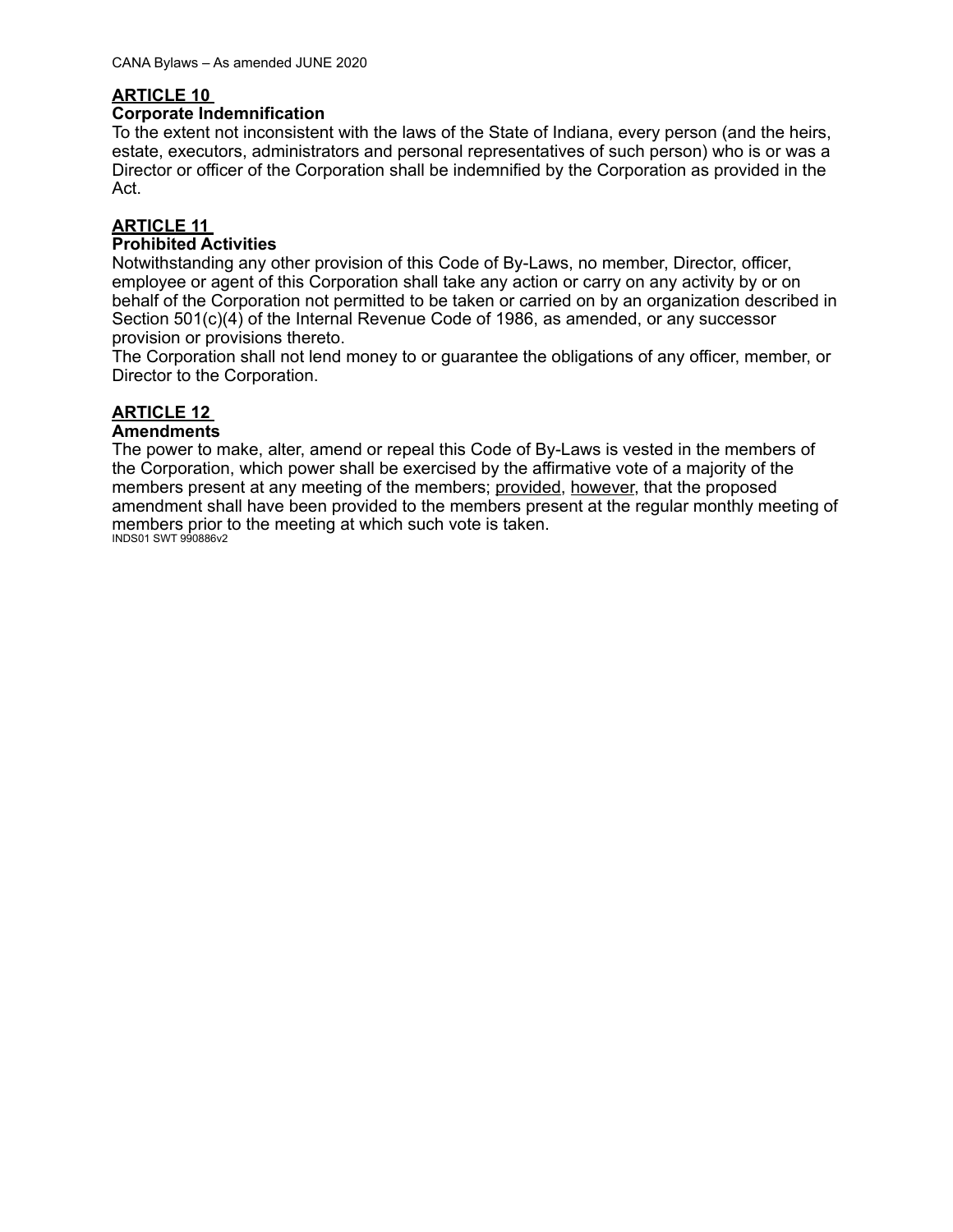## ARTICLE 10

### Corporate Indemnification

To the extent not inconsistent with the laws of the State of Indiana, every person (and the heirs, estate, executors, administrators and personal representatives of such person) who is or was a Director or officer of the Corporation shall be indemnified by the Corporation as provided in the Act.

## ARTICLE 11

### Prohibited Activities

Notwithstanding any other provision of this Code of By-Laws, no member, Director, officer, employee or agent of this Corporation shall take any action or carry on any activity by or on behalf of the Corporation not permitted to be taken or carried on by an organization described in Section 501(c)(4) of the Internal Revenue Code of 1986, as amended, or any successor provision or provisions thereto.

The Corporation shall not lend money to or guarantee the obligations of any officer, member, or Director to the Corporation.

## ARTICLE 12

### Amendments

The power to make, alter, amend or repeal this Code of By-Laws is vested in the members of the Corporation, which power shall be exercised by the affirmative vote of a majority of the members present at any meeting of the members; provided, however, that the proposed amendment shall have been provided to the members present at the regular monthly meeting of members prior to the meeting at which such vote is taken.

INDS01 SWT 990886v2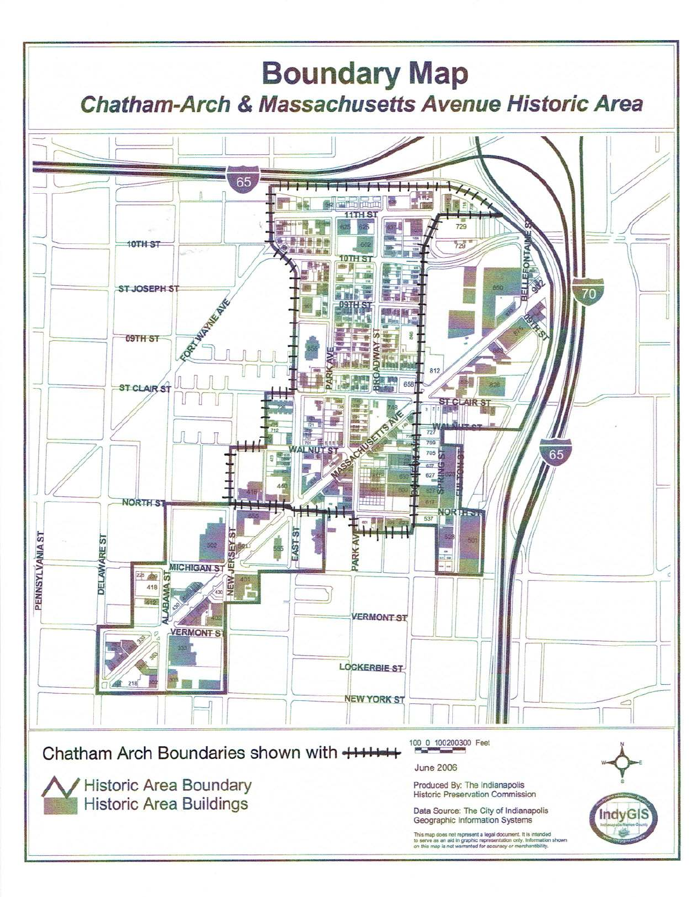# Boundary Map

## *Chatham-Arch & Massachusetts Avenue Historic Area*

Chatham Arch Boundaries shown with ┼┼┼┼┼┼┼

Historic Area Boundary
Historic Area Buildings

100 0 100 200 300 Feet

June 2006

Produced By: The Indianapolis Historic Preservation Commission

Data Source: The City of Indianapolis Geographic Information Systems

This map does not represent a legal document. It is intended to serve as an aid in graphic representation only. Information shown on this map is not warranted for accuracy or merchantibility.